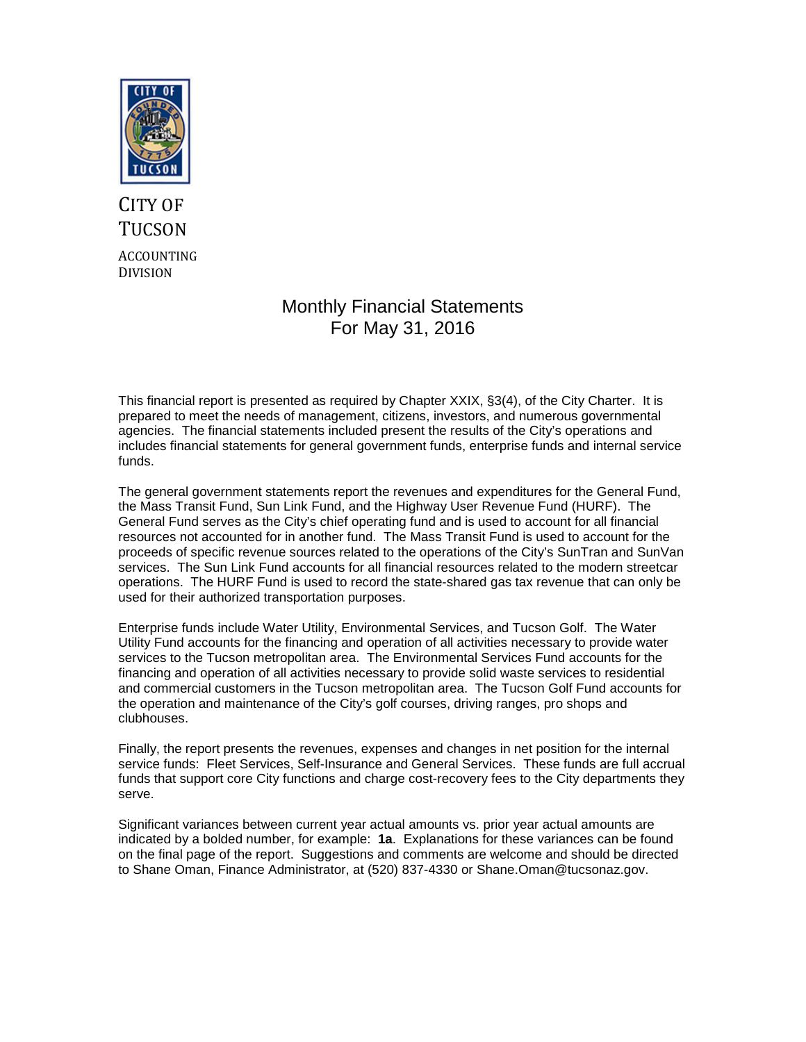CITY OF TUCSON

ACCOUNTING DIVISION

# Monthly Financial Statements
## For May 31, 2016

This financial report is presented as required by Chapter XXIX, §3(4), of the City Charter. It is prepared to meet the needs of management, citizens, investors, and numerous governmental agencies. The financial statements included present the results of the City's operations and includes financial statements for general government funds, enterprise funds and internal service funds.

The general government statements report the revenues and expenditures for the General Fund, the Mass Transit Fund, Sun Link Fund, and the Highway User Revenue Fund (HURF). The General Fund serves as the City's chief operating fund and is used to account for all financial resources not accounted for in another fund. The Mass Transit Fund is used to account for the proceeds of specific revenue sources related to the operations of the City's SunTran and SunVan services. The Sun Link Fund accounts for all financial resources related to the modern streetcar operations. The HURF Fund is used to record the state-shared gas tax revenue that can only be used for their authorized transportation purposes.

Enterprise funds include Water Utility, Environmental Services, and Tucson Golf. The Water Utility Fund accounts for the financing and operation of all activities necessary to provide water services to the Tucson metropolitan area. The Environmental Services Fund accounts for the financing and operation of all activities necessary to provide solid waste services to residential and commercial customers in the Tucson metropolitan area. The Tucson Golf Fund accounts for the operation and maintenance of the City's golf courses, driving ranges, pro shops and clubhouses.

Finally, the report presents the revenues, expenses and changes in net position for the internal service funds: Fleet Services, Self-Insurance and General Services. These funds are full accrual funds that support core City functions and charge cost-recovery fees to the City departments they serve.

Significant variances between current year actual amounts vs. prior year actual amounts are indicated by a bolded number, for example: **1a**. Explanations for these variances can be found on the final page of the report. Suggestions and comments are welcome and should be directed to Shane Oman, Finance Administrator, at (520) 837-4330 or Shane.Oman@tucsonaz.gov.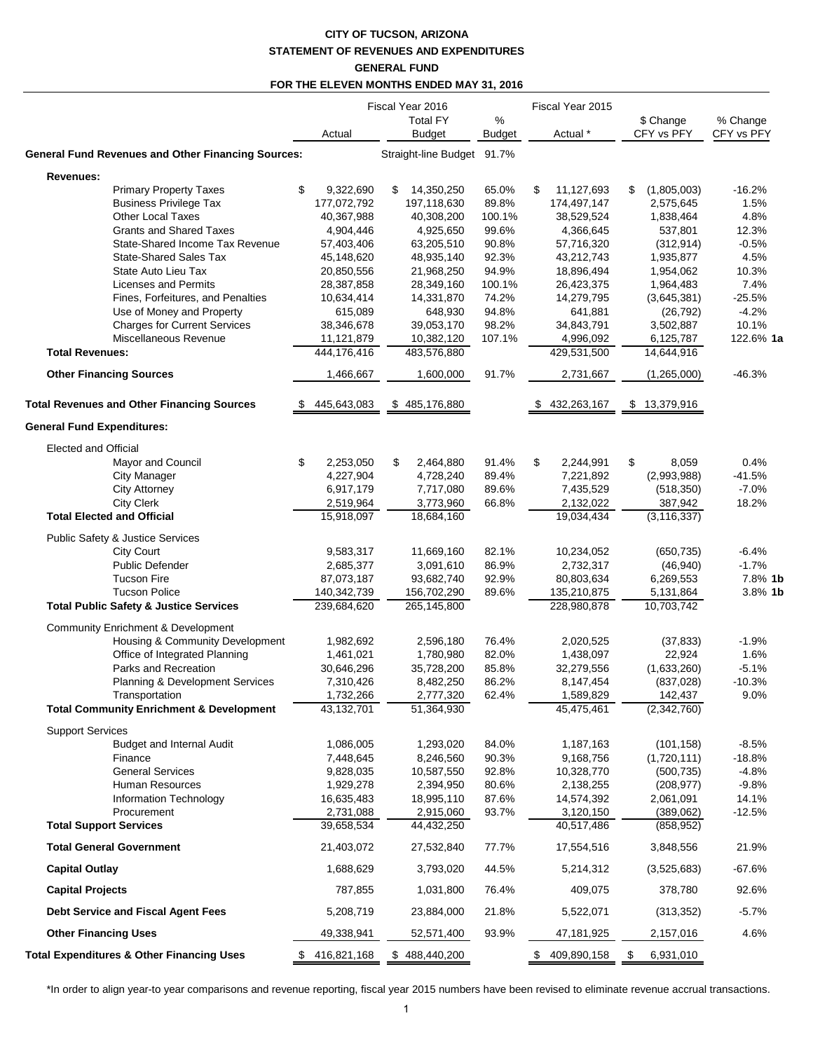**CITY OF TUCSON, ARIZONA**
**STATEMENT OF REVENUES AND EXPENDITURES**
**GENERAL FUND**
**FOR THE ELEVEN MONTHS ENDED MAY 31, 2016**

| | Fiscal Year 2016 | | | Fiscal Year 2015 | | |
|---|---|---|---|---|---|---|
| | Actual | Total FY Budget | % Budget | Actual * | $ Change CFY vs PFY | % Change CFY vs PFY |
| **General Fund Revenues and Other Financing Sources:** | | Straight-line Budget | 91.7% | | | |
| **Revenues:** | | | | | | |
| Primary Property Taxes | $ 9,322,690 | $ 14,350,250 | 65.0% | $ 11,127,693 | $ (1,805,003) | -16.2% |
| Business Privilege Tax | 177,072,792 | 197,118,630 | 89.8% | 174,497,147 | 2,575,645 | 1.5% |
| Other Local Taxes | 40,367,988 | 40,308,200 | 100.1% | 38,529,524 | 1,838,464 | 4.8% |
| Grants and Shared Taxes | 4,904,446 | 4,925,650 | 99.6% | 4,366,645 | 537,801 | 12.3% |
| State-Shared Income Tax Revenue | 57,403,406 | 63,205,510 | 90.8% | 57,716,320 | (312,914) | -0.5% |
| State-Shared Sales Tax | 45,148,620 | 48,935,140 | 92.3% | 43,212,743 | 1,935,877 | 4.5% |
| State Auto Lieu Tax | 20,850,556 | 21,968,250 | 94.9% | 18,896,494 | 1,954,062 | 10.3% |
| Licenses and Permits | 28,387,858 | 28,349,160 | 100.1% | 26,423,375 | 1,964,483 | 7.4% |
| Fines, Forfeitures, and Penalties | 10,634,414 | 14,331,870 | 74.2% | 14,279,795 | (3,645,381) | -25.5% |
| Use of Money and Property | 615,089 | 648,930 | 94.8% | 641,881 | (26,792) | -4.2% |
| Charges for Current Services | 38,346,678 | 39,053,170 | 98.2% | 34,843,791 | 3,502,887 | 10.1% |
| Miscellaneous Revenue | 11,121,879 | 10,382,120 | 107.1% | 4,996,092 | 6,125,787 | 122.6% **1a** |
| **Total Revenues:** | 444,176,416 | 483,576,880 | | 429,531,500 | 14,644,916 | |
| **Other Financing Sources** | 1,466,667 | 1,600,000 | 91.7% | 2,731,667 | (1,265,000) | -46.3% |
| **Total Revenues and Other Financing Sources** | $ 445,643,083 | $ 485,176,880 | | $ 432,263,167 | $ 13,379,916 | |
| **General Fund Expenditures:** | | | | | | |
| Elected and Official | | | | | | |
| Mayor and Council | $ 2,253,050 | $ 2,464,880 | 91.4% | $ 2,244,991 | $ 8,059 | 0.4% |
| City Manager | 4,227,904 | 4,728,240 | 89.4% | 7,221,892 | (2,993,988) | -41.5% |
| City Attorney | 6,917,179 | 7,717,080 | 89.6% | 7,435,529 | (518,350) | -7.0% |
| City Clerk | 2,519,964 | 3,773,960 | 66.8% | 2,132,022 | 387,942 | 18.2% |
| **Total Elected and Official** | 15,918,097 | 18,684,160 | | 19,034,434 | (3,116,337) | |
| Public Safety & Justice Services | | | | | | |
| City Court | 9,583,317 | 11,669,160 | 82.1% | 10,234,052 | (650,735) | -6.4% |
| Public Defender | 2,685,377 | 3,091,610 | 86.9% | 2,732,317 | (46,940) | -1.7% |
| Tucson Fire | 87,073,187 | 93,682,740 | 92.9% | 80,803,634 | 6,269,553 | 7.8% **1b** |
| Tucson Police | 140,342,739 | 156,702,290 | 89.6% | 135,210,875 | 5,131,864 | 3.8% **1b** |
| **Total Public Safety & Justice Services** | 239,684,620 | 265,145,800 | | 228,980,878 | 10,703,742 | |
| Community Enrichment & Development | | | | | | |
| Housing & Community Development | 1,982,692 | 2,596,180 | 76.4% | 2,020,525 | (37,833) | -1.9% |
| Office of Integrated Planning | 1,461,021 | 1,780,980 | 82.0% | 1,438,097 | 22,924 | 1.6% |
| Parks and Recreation | 30,646,296 | 35,728,200 | 85.8% | 32,279,556 | (1,633,260) | -5.1% |
| Planning & Development Services | 7,310,426 | 8,482,250 | 86.2% | 8,147,454 | (837,028) | -10.3% |
| Transportation | 1,732,266 | 2,777,320 | 62.4% | 1,589,829 | 142,437 | 9.0% |
| **Total Community Enrichment & Development** | 43,132,701 | 51,364,930 | | 45,475,461 | (2,342,760) | |
| Support Services | | | | | | |
| Budget and Internal Audit | 1,086,005 | 1,293,020 | 84.0% | 1,187,163 | (101,158) | -8.5% |
| Finance | 7,448,645 | 8,246,560 | 90.3% | 9,168,756 | (1,720,111) | -18.8% |
| General Services | 9,828,035 | 10,587,550 | 92.8% | 10,328,770 | (500,735) | -4.8% |
| Human Resources | 1,929,278 | 2,394,950 | 80.6% | 2,138,255 | (208,977) | -9.8% |
| Information Technology | 16,635,483 | 18,995,110 | 87.6% | 14,574,392 | 2,061,091 | 14.1% |
| Procurement | 2,731,088 | 2,915,060 | 93.7% | 3,120,150 | (389,062) | -12.5% |
| **Total Support Services** | 39,658,534 | 44,432,250 | | 40,517,486 | (858,952) | |
| **Total General Government** | 21,403,072 | 27,532,840 | 77.7% | 17,554,516 | 3,848,556 | 21.9% |
| **Capital Outlay** | 1,688,629 | 3,793,020 | 44.5% | 5,214,312 | (3,525,683) | -67.6% |
| **Capital Projects** | 787,855 | 1,031,800 | 76.4% | 409,075 | 378,780 | 92.6% |
| **Debt Service and Fiscal Agent Fees** | 5,208,719 | 23,884,000 | 21.8% | 5,522,071 | (313,352) | -5.7% |
| **Other Financing Uses** | 49,338,941 | 52,571,400 | 93.9% | 47,181,925 | 2,157,016 | 4.6% |
| **Total Expenditures & Other Financing Uses** | $ 416,821,168 | $ 488,440,200 | | $ 409,890,158 | $ 6,931,010 | |

*In order to align year-to year comparisons and revenue reporting, fiscal year 2015 numbers have been revised to eliminate revenue accrual transactions.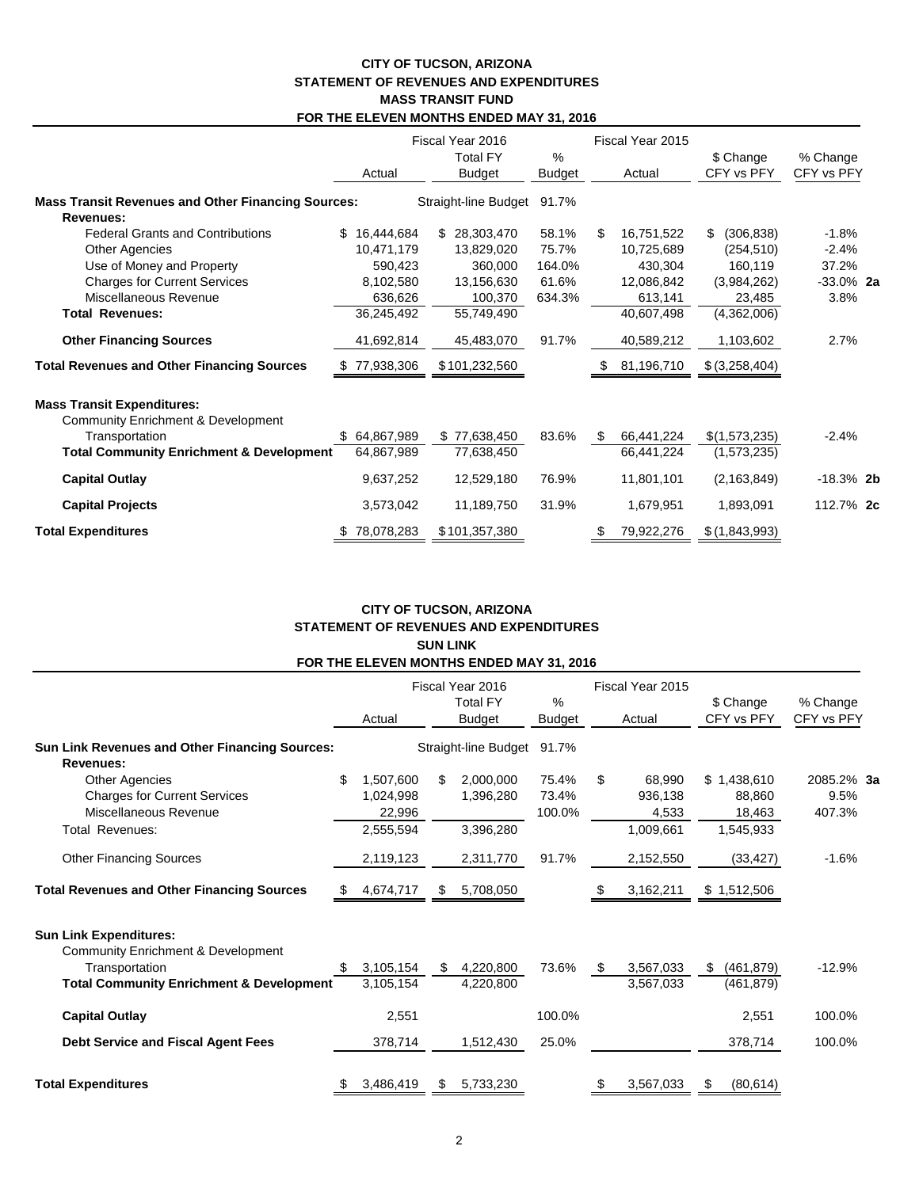# CITY OF TUCSON, ARIZONA
## STATEMENT OF REVENUES AND EXPENDITURES
## MASS TRANSIT FUND
## FOR THE ELEVEN MONTHS ENDED MAY 31, 2016

| | Fiscal Year 2016 Actual | Total FY Budget | % Budget | Fiscal Year 2015 Actual | $ Change CFY vs PFY | % Change CFY vs PFY | |
|---|---|---|---|---|---|---|---|
| **Mass Transit Revenues and Other Financing Sources:** | | Straight-line Budget | 91.7% | | | | |
| **Revenues:** | | | | | | | |
| Federal Grants and Contributions | $ 16,444,684 | $ 28,303,470 | 58.1% | $ 16,751,522 | $ (306,838) | -1.8% | |
| Other Agencies | 10,471,179 | 13,829,020 | 75.7% | 10,725,689 | (254,510) | -2.4% | |
| Use of Money and Property | 590,423 | 360,000 | 164.0% | 430,304 | 160,119 | 37.2% | |
| Charges for Current Services | 8,102,580 | 13,156,630 | 61.6% | 12,086,842 | (3,984,262) | -33.0% | **2a** |
| Miscellaneous Revenue | 636,626 | 100,370 | 634.3% | 613,141 | 23,485 | 3.8% | |
| **Total Revenues:** | 36,245,492 | 55,749,490 | | 40,607,498 | (4,362,006) | | |
| **Other Financing Sources** | 41,692,814 | 45,483,070 | 91.7% | 40,589,212 | 1,103,602 | 2.7% | |
| **Total Revenues and Other Financing Sources** | $ 77,938,306 | $ 101,232,560 | | $ 81,196,710 | $ (3,258,404) | | |
| **Mass Transit Expenditures:** | | | | | | | |
| Community Enrichment & Development | | | | | | | |
| Transportation | $ 64,867,989 | $ 77,638,450 | 83.6% | $ 66,441,224 | $ (1,573,235) | -2.4% | |
| **Total Community Enrichment & Development** | 64,867,989 | 77,638,450 | | 66,441,224 | (1,573,235) | | |
| **Capital Outlay** | 9,637,252 | 12,529,180 | 76.9% | 11,801,101 | (2,163,849) | -18.3% | **2b** |
| **Capital Projects** | 3,573,042 | 11,189,750 | 31.9% | 1,679,951 | 1,893,091 | 112.7% | **2c** |
| **Total Expenditures** | $ 78,078,283 | $ 101,357,380 | | $ 79,922,276 | $ (1,843,993) | | |

# CITY OF TUCSON, ARIZONA
## STATEMENT OF REVENUES AND EXPENDITURES
## SUN LINK
## FOR THE ELEVEN MONTHS ENDED MAY 31, 2016

| | Fiscal Year 2016 Actual | Total FY Budget | % Budget | Fiscal Year 2015 Actual | $ Change CFY vs PFY | % Change CFY vs PFY | |
|---|---|---|---|---|---|---|---|
| **Sun Link Revenues and Other Financing Sources:** | | Straight-line Budget | 91.7% | | | | |
| **Revenues:** | | | | | | | |
| Other Agencies | $ 1,507,600 | $ 2,000,000 | 75.4% | $ 68,990 | $ 1,438,610 | 2085.2% | **3a** |
| Charges for Current Services | 1,024,998 | 1,396,280 | 73.4% | 936,138 | 88,860 | 9.5% | |
| Miscellaneous Revenue | 22,996 | | 100.0% | 4,533 | 18,463 | 407.3% | |
| Total Revenues: | 2,555,594 | 3,396,280 | | 1,009,661 | 1,545,933 | | |
| Other Financing Sources | 2,119,123 | 2,311,770 | 91.7% | 2,152,550 | (33,427) | -1.6% | |
| **Total Revenues and Other Financing Sources** | $ 4,674,717 | $ 5,708,050 | | $ 3,162,211 | $ 1,512,506 | | |
| **Sun Link Expenditures:** | | | | | | | |
| Community Enrichment & Development | | | | | | | |
| Transportation | $ 3,105,154 | $ 4,220,800 | 73.6% | $ 3,567,033 | $ (461,879) | -12.9% | |
| **Total Community Enrichment & Development** | 3,105,154 | 4,220,800 | | 3,567,033 | (461,879) | | |
| **Capital Outlay** | 2,551 | | 100.0% | | 2,551 | 100.0% | |
| **Debt Service and Fiscal Agent Fees** | 378,714 | 1,512,430 | 25.0% | | 378,714 | 100.0% | |
| **Total Expenditures** | $ 3,486,419 | $ 5,733,230 | | $ 3,567,033 | $ (80,614) | | |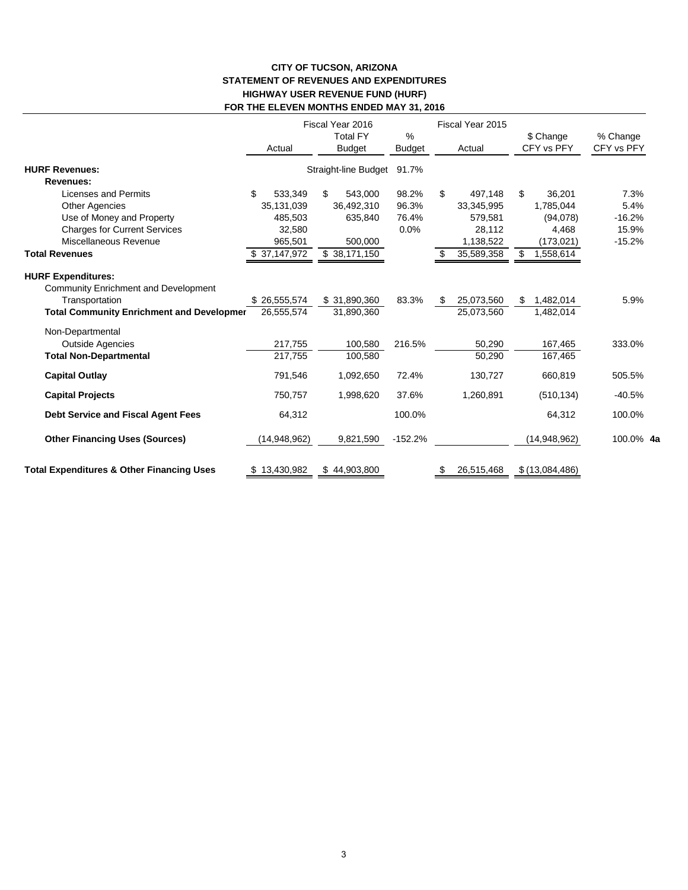# CITY OF TUCSON, ARIZONA
## STATEMENT OF REVENUES AND EXPENDITURES
## HIGHWAY USER REVENUE FUND (HURF)
## FOR THE ELEVEN MONTHS ENDED MAY 31, 2016

| | Fiscal Year 2016 Actual | Fiscal Year 2016 Total FY Budget | % Budget | Fiscal Year 2015 Actual | $ Change CFY vs PFY | % Change CFY vs PFY |
|---|---|---|---|---|---|---|
| **HURF Revenues:** | | Straight-line Budget | 91.7% | | | |
| **Revenues:** | | | | | | |
| Licenses and Permits | $ 533,349 | $ 543,000 | 98.2% | $ 497,148 | $ 36,201 | 7.3% |
| Other Agencies | 35,131,039 | 36,492,310 | 96.3% | 33,345,995 | 1,785,044 | 5.4% |
| Use of Money and Property | 485,503 | 635,840 | 76.4% | 579,581 | (94,078) | -16.2% |
| Charges for Current Services | 32,580 | | 0.0% | 28,112 | 4,468 | 15.9% |
| Miscellaneous Revenue | 965,501 | 500,000 | | 1,138,522 | (173,021) | -15.2% |
| **Total Revenues** | $ 37,147,972 | $ 38,171,150 | | $ 35,589,358 | $ 1,558,614 | |
| **HURF Expenditures:** | | | | | | |
| Community Enrichment and Development | | | | | | |
| Transportation | $ 26,555,574 | $ 31,890,360 | 83.3% | $ 25,073,560 | $ 1,482,014 | 5.9% |
| **Total Community Enrichment and Developmer** | 26,555,574 | 31,890,360 | | 25,073,560 | 1,482,014 | |
| Non-Departmental | | | | | | |
| Outside Agencies | 217,755 | 100,580 | 216.5% | 50,290 | 167,465 | 333.0% |
| **Total Non-Departmental** | 217,755 | 100,580 | | 50,290 | 167,465 | |
| **Capital Outlay** | 791,546 | 1,092,650 | 72.4% | 130,727 | 660,819 | 505.5% |
| **Capital Projects** | 750,757 | 1,998,620 | 37.6% | 1,260,891 | (510,134) | -40.5% |
| **Debt Service and Fiscal Agent Fees** | 64,312 | | 100.0% | | 64,312 | 100.0% |
| **Other Financing Uses (Sources)** | (14,948,962) | 9,821,590 | -152.2% | | (14,948,962) | 100.0% **4a** |
| **Total Expenditures & Other Financing Uses** | $ 13,430,982 | $ 44,903,800 | | $ 26,515,468 | $ (13,084,486) | |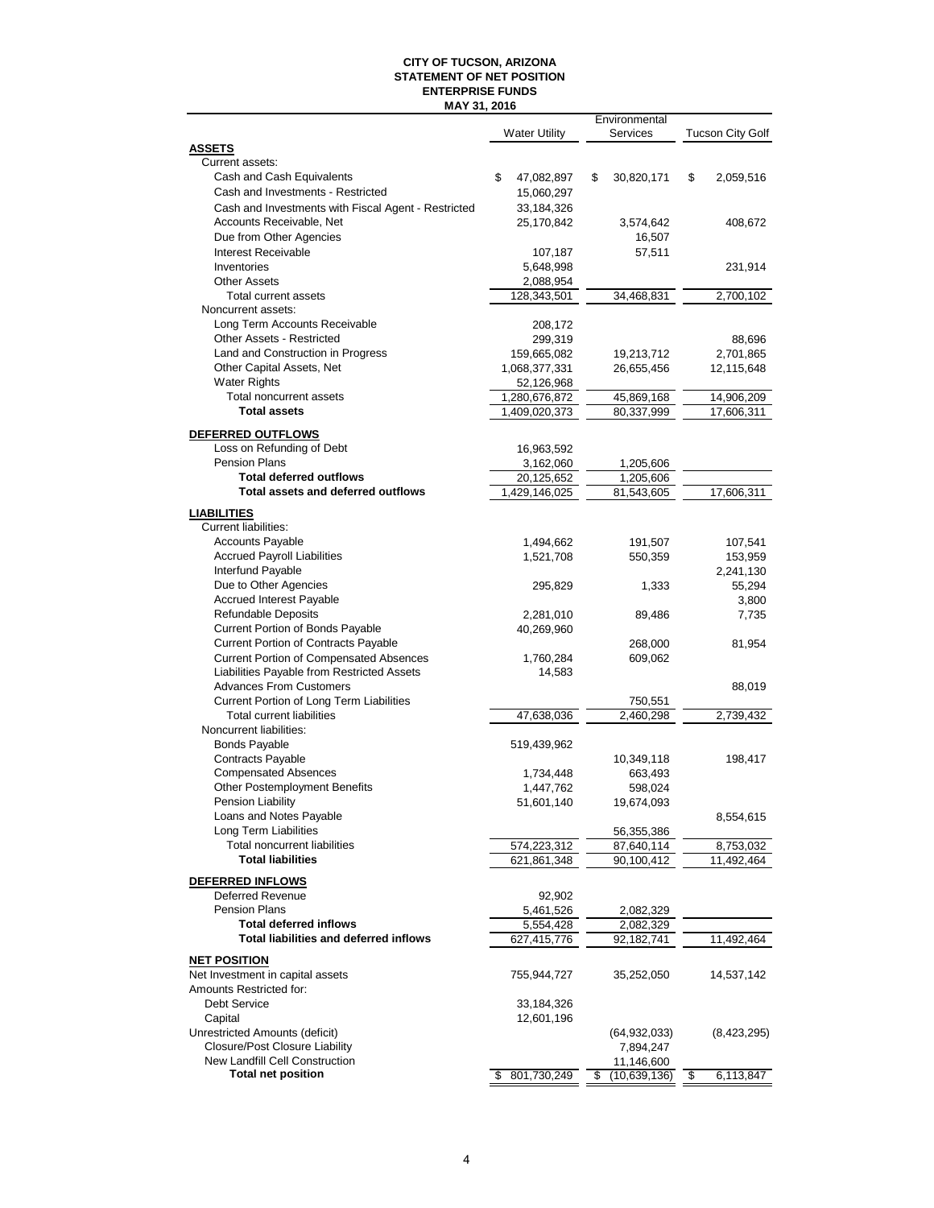# CITY OF TUCSON, ARIZONA
## STATEMENT OF NET POSITION
## ENTERPRISE FUNDS
### MAY 31, 2016

| | Water Utility | Environmental Services | Tucson City Golf |
|---|---|---|---|
| **ASSETS** | | | |
| Current assets: | | | |
| Cash and Cash Equivalents | $ 47,082,897 | $ 30,820,171 | $ 2,059,516 |
| Cash and Investments - Restricted | 15,060,297 | | |
| Cash and Investments with Fiscal Agent - Restricted | 33,184,326 | | |
| Accounts Receivable, Net | 25,170,842 | 3,574,642 | 408,672 |
| Due from Other Agencies | | 16,507 | |
| Interest Receivable | 107,187 | 57,511 | |
| Inventories | 5,648,998 | | 231,914 |
| Other Assets | 2,088,954 | | |
| Total current assets | 128,343,501 | 34,468,831 | 2,700,102 |
| Noncurrent assets: | | | |
| Long Term Accounts Receivable | 208,172 | | |
| Other Assets - Restricted | 299,319 | | 88,696 |
| Land and Construction in Progress | 159,665,082 | 19,213,712 | 2,701,865 |
| Other Capital Assets, Net | 1,068,377,331 | 26,655,456 | 12,115,648 |
| Water Rights | 52,126,968 | | |
| Total noncurrent assets | 1,280,676,872 | 45,869,168 | 14,906,209 |
| **Total assets** | 1,409,020,373 | 80,337,999 | 17,606,311 |
| **DEFERRED OUTFLOWS** | | | |
| Loss on Refunding of Debt | 16,963,592 | | |
| Pension Plans | 3,162,060 | 1,205,606 | |
| **Total deferred outflows** | 20,125,652 | 1,205,606 | |
| **Total assets and deferred outflows** | 1,429,146,025 | 81,543,605 | 17,606,311 |
| **LIABILITIES** | | | |
| Current liabilities: | | | |
| Accounts Payable | 1,494,662 | 191,507 | 107,541 |
| Accrued Payroll Liabilities | 1,521,708 | 550,359 | 153,959 |
| Interfund Payable | | | 2,241,130 |
| Due to Other Agencies | 295,829 | 1,333 | 55,294 |
| Accrued Interest Payable | | | 3,800 |
| Refundable Deposits | 2,281,010 | 89,486 | 7,735 |
| Current Portion of Bonds Payable | 40,269,960 | | |
| Current Portion of Contracts Payable | | 268,000 | 81,954 |
| Current Portion of Compensated Absences | 1,760,284 | 609,062 | |
| Liabilities Payable from Restricted Assets | 14,583 | | |
| Advances From Customers | | | 88,019 |
| Current Portion of Long Term Liabilities | | 750,551 | |
| Total current liabilities | 47,638,036 | 2,460,298 | 2,739,432 |
| Noncurrent liabilities: | | | |
| Bonds Payable | 519,439,962 | | |
| Contracts Payable | | 10,349,118 | 198,417 |
| Compensated Absences | 1,734,448 | 663,493 | |
| Other Postemployment Benefits | 1,447,762 | 598,024 | |
| Pension Liability | 51,601,140 | 19,674,093 | |
| Loans and Notes Payable | | | 8,554,615 |
| Long Term Liabilities | | 56,355,386 | |
| Total noncurrent liabilities | 574,223,312 | 87,640,114 | 8,753,032 |
| **Total liabilities** | 621,861,348 | 90,100,412 | 11,492,464 |
| **DEFERRED INFLOWS** | | | |
| Deferred Revenue | 92,902 | | |
| Pension Plans | 5,461,526 | 2,082,329 | |
| **Total deferred inflows** | 5,554,428 | 2,082,329 | |
| **Total liabilities and deferred inflows** | 627,415,776 | 92,182,741 | 11,492,464 |
| **NET POSITION** | | | |
| Net Investment in capital assets | 755,944,727 | 35,252,050 | 14,537,142 |
| Amounts Restricted for: | | | |
| Debt Service | 33,184,326 | | |
| Capital | 12,601,196 | | |
| Unrestricted Amounts (deficit) | | (64,932,033) | (8,423,295) |
| Closure/Post Closure Liability | | 7,894,247 | |
| New Landfill Cell Construction | | 11,146,600 | |
| **Total net position** | $ 801,730,249 | $ (10,639,136) | $ 6,113,847 |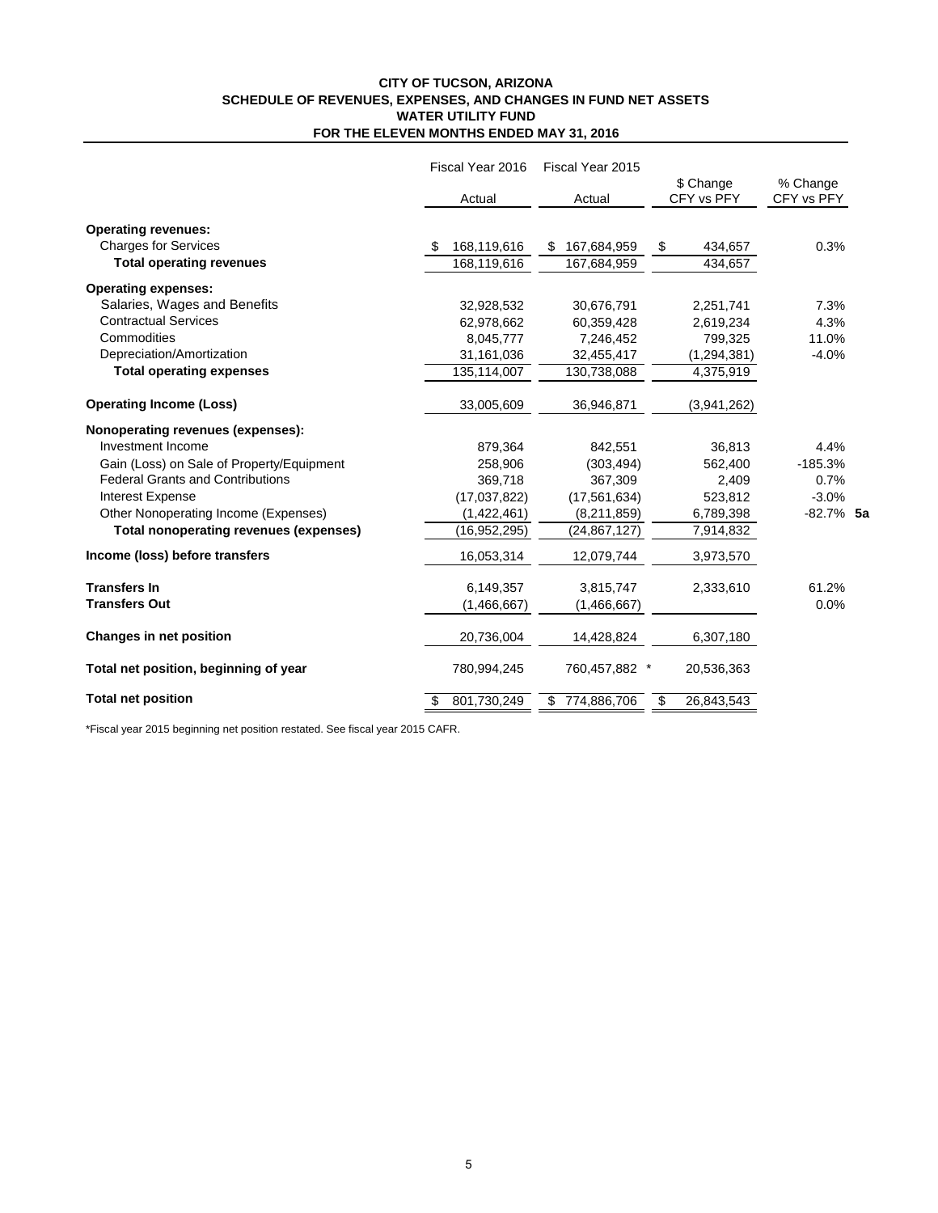**CITY OF TUCSON, ARIZONA**
**SCHEDULE OF REVENUES, EXPENSES, AND CHANGES IN FUND NET ASSETS**
**WATER UTILITY FUND**
**FOR THE ELEVEN MONTHS ENDED MAY 31, 2016**

| | Fiscal Year 2016 Actual | Fiscal Year 2015 Actual | $ Change CFY vs PFY | % Change CFY vs PFY | |
|---|---|---|---|---|---|
| **Operating revenues:** | | | | | |
| Charges for Services | $ 168,119,616 | $ 167,684,959 | $ 434,657 | 0.3% | |
| **Total operating revenues** | 168,119,616 | 167,684,959 | 434,657 | | |
| **Operating expenses:** | | | | | |
| Salaries, Wages and Benefits | 32,928,532 | 30,676,791 | 2,251,741 | 7.3% | |
| Contractual Services | 62,978,662 | 60,359,428 | 2,619,234 | 4.3% | |
| Commodities | 8,045,777 | 7,246,452 | 799,325 | 11.0% | |
| Depreciation/Amortization | 31,161,036 | 32,455,417 | (1,294,381) | -4.0% | |
| **Total operating expenses** | 135,114,007 | 130,738,088 | 4,375,919 | | |
| **Operating Income (Loss)** | 33,005,609 | 36,946,871 | (3,941,262) | | |
| **Nonoperating revenues (expenses):** | | | | | |
| Investment Income | 879,364 | 842,551 | 36,813 | 4.4% | |
| Gain (Loss) on Sale of Property/Equipment | 258,906 | (303,494) | 562,400 | -185.3% | |
| Federal Grants and Contributions | 369,718 | 367,309 | 2,409 | 0.7% | |
| Interest Expense | (17,037,822) | (17,561,634) | 523,812 | -3.0% | |
| Other Nonoperating Income (Expenses) | (1,422,461) | (8,211,859) | 6,789,398 | -82.7% | **5a** |
| **Total nonoperating revenues (expenses)** | (16,952,295) | (24,867,127) | 7,914,832 | | |
| **Income (loss) before transfers** | 16,053,314 | 12,079,744 | 3,973,570 | | |
| **Transfers In** | 6,149,357 | 3,815,747 | 2,333,610 | 61.2% | |
| **Transfers Out** | (1,466,667) | (1,466,667) | | 0.0% | |
| **Changes in net position** | 20,736,004 | 14,428,824 | 6,307,180 | | |
| **Total net position, beginning of year** | 780,994,245 | 760,457,882 * | 20,536,363 | | |
| **Total net position** | $ 801,730,249 | $ 774,886,706 | $ 26,843,543 | | |

*Fiscal year 2015 beginning net position restated. See fiscal year 2015 CAFR.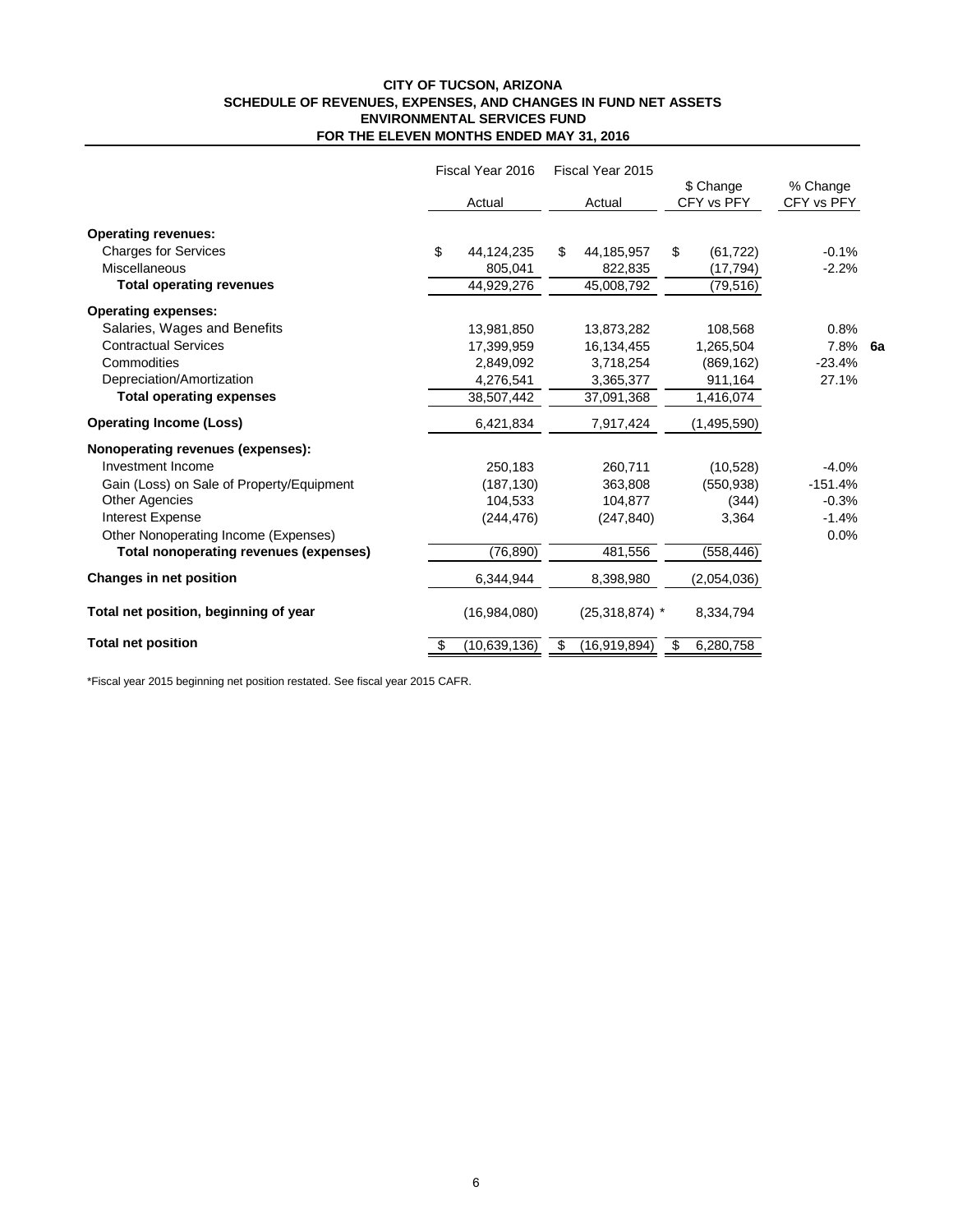**CITY OF TUCSON, ARIZONA**
**SCHEDULE OF REVENUES, EXPENSES, AND CHANGES IN FUND NET ASSETS**
**ENVIRONMENTAL SERVICES FUND**
**FOR THE ELEVEN MONTHS ENDED MAY 31, 2016**

| | Fiscal Year 2016 Actual | Fiscal Year 2015 Actual | $ Change CFY vs PFY | % Change CFY vs PFY | |
|---|---|---|---|---|---|
| **Operating revenues:** | | | | | |
| Charges for Services | $ 44,124,235 | $ 44,185,957 | $ (61,722) | -0.1% | |
| Miscellaneous | 805,041 | 822,835 | (17,794) | -2.2% | |
| **Total operating revenues** | 44,929,276 | 45,008,792 | (79,516) | | |
| **Operating expenses:** | | | | | |
| Salaries, Wages and Benefits | 13,981,850 | 13,873,282 | 108,568 | 0.8% | |
| Contractual Services | 17,399,959 | 16,134,455 | 1,265,504 | 7.8% | **6a** |
| Commodities | 2,849,092 | 3,718,254 | (869,162) | -23.4% | |
| Depreciation/Amortization | 4,276,541 | 3,365,377 | 911,164 | 27.1% | |
| **Total operating expenses** | 38,507,442 | 37,091,368 | 1,416,074 | | |
| **Operating Income (Loss)** | 6,421,834 | 7,917,424 | (1,495,590) | | |
| **Nonoperating revenues (expenses):** | | | | | |
| Investment Income | 250,183 | 260,711 | (10,528) | -4.0% | |
| Gain (Loss) on Sale of Property/Equipment | (187,130) | 363,808 | (550,938) | -151.4% | |
| Other Agencies | 104,533 | 104,877 | (344) | -0.3% | |
| Interest Expense | (244,476) | (247,840) | 3,364 | -1.4% | |
| Other Nonoperating Income (Expenses) | | | | 0.0% | |
| **Total nonoperating revenues (expenses)** | (76,890) | 481,556 | (558,446) | | |
| **Changes in net position** | 6,344,944 | 8,398,980 | (2,054,036) | | |
| **Total net position, beginning of year** | (16,984,080) | (25,318,874) * | 8,334,794 | | |
| **Total net position** | $ (10,639,136) | $ (16,919,894) | $ 6,280,758 | | |

*Fiscal year 2015 beginning net position restated. See fiscal year 2015 CAFR.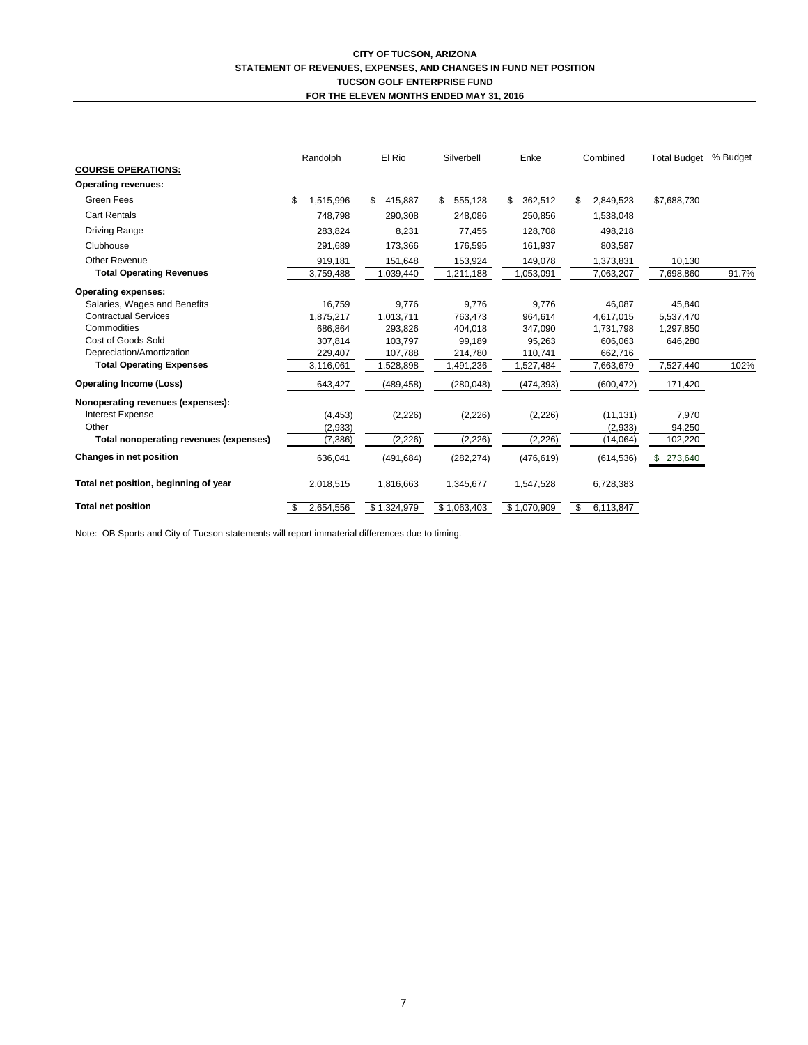**CITY OF TUCSON, ARIZONA**
**STATEMENT OF REVENUES, EXPENSES, AND CHANGES IN FUND NET POSITION**
**TUCSON GOLF ENTERPRISE FUND**
**FOR THE ELEVEN MONTHS ENDED MAY 31, 2016**

| | Randolph | El Rio | Silverbell | Enke | Combined | Total Budget | % Budget |
|---|---|---|---|---|---|---|---|
| **COURSE OPERATIONS:** | | | | | | | |
| **Operating revenues:** | | | | | | | |
| Green Fees | $ 1,515,996 | $ 415,887 | $ 555,128 | $ 362,512 | $ 2,849,523 | $7,688,730 | |
| Cart Rentals | 748,798 | 290,308 | 248,086 | 250,856 | 1,538,048 | | |
| Driving Range | 283,824 | 8,231 | 77,455 | 128,708 | 498,218 | | |
| Clubhouse | 291,689 | 173,366 | 176,595 | 161,937 | 803,587 | | |
| Other Revenue | 919,181 | 151,648 | 153,924 | 149,078 | 1,373,831 | 10,130 | |
| **Total Operating Revenues** | 3,759,488 | 1,039,440 | 1,211,188 | 1,053,091 | 7,063,207 | 7,698,860 | 91.7% |
| **Operating expenses:** | | | | | | | |
| Salaries, Wages and Benefits | 16,759 | 9,776 | 9,776 | 9,776 | 46,087 | 45,840 | |
| Contractual Services | 1,875,217 | 1,013,711 | 763,473 | 964,614 | 4,617,015 | 5,537,470 | |
| Commodities | 686,864 | 293,826 | 404,018 | 347,090 | 1,731,798 | 1,297,850 | |
| Cost of Goods Sold | 307,814 | 103,797 | 99,189 | 95,263 | 606,063 | 646,280 | |
| Depreciation/Amortization | 229,407 | 107,788 | 214,780 | 110,741 | 662,716 | | |
| **Total Operating Expenses** | 3,116,061 | 1,528,898 | 1,491,236 | 1,527,484 | 7,663,679 | 7,527,440 | 102% |
| **Operating Income (Loss)** | 643,427 | (489,458) | (280,048) | (474,393) | (600,472) | 171,420 | |
| **Nonoperating revenues (expenses):** | | | | | | | |
| Interest Expense | (4,453) | (2,226) | (2,226) | (2,226) | (11,131) | 7,970 | |
| Other | (2,933) | | | | (2,933) | 94,250 | |
| **Total nonoperating revenues (expenses)** | (7,386) | (2,226) | (2,226) | (2,226) | (14,064) | 102,220 | |
| **Changes in net position** | 636,041 | (491,684) | (282,274) | (476,619) | (614,536) | $ 273,640 | |
| **Total net position, beginning of year** | 2,018,515 | 1,816,663 | 1,345,677 | 1,547,528 | 6,728,383 | | |
| **Total net position** | $ 2,654,556 | $ 1,324,979 | $ 1,063,403 | $ 1,070,909 | $ 6,113,847 | | |

Note: OB Sports and City of Tucson statements will report immaterial differences due to timing.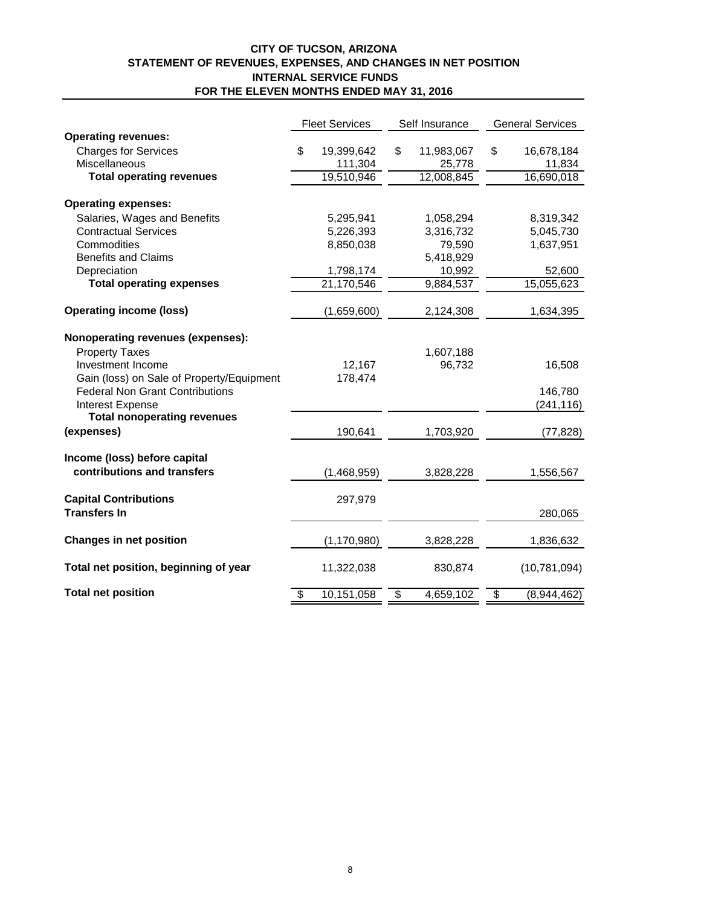# CITY OF TUCSON, ARIZONA
## STATEMENT OF REVENUES, EXPENSES, AND CHANGES IN NET POSITION
## INTERNAL SERVICE FUNDS
## FOR THE ELEVEN MONTHS ENDED MAY 31, 2016

| | Fleet Services | Self Insurance | General Services |
|---|---|---|---|
| **Operating revenues:** | | | |
| Charges for Services | $ 19,399,642 | $ 11,983,067 | $ 16,678,184 |
| Miscellaneous | 111,304 | 25,778 | 11,834 |
| **Total operating revenues** | 19,510,946 | 12,008,845 | 16,690,018 |
| **Operating expenses:** | | | |
| Salaries, Wages and Benefits | 5,295,941 | 1,058,294 | 8,319,342 |
| Contractual Services | 5,226,393 | 3,316,732 | 5,045,730 |
| Commodities | 8,850,038 | 79,590 | 1,637,951 |
| Benefits and Claims | | 5,418,929 | |
| Depreciation | 1,798,174 | 10,992 | 52,600 |
| **Total operating expenses** | 21,170,546 | 9,884,537 | 15,055,623 |
| **Operating income (loss)** | (1,659,600) | 2,124,308 | 1,634,395 |
| **Nonoperating revenues (expenses):** | | | |
| Property Taxes | | 1,607,188 | |
| Investment Income | 12,167 | 96,732 | 16,508 |
| Gain (loss) on Sale of Property/Equipment | 178,474 | | |
| Federal Non Grant Contributions | | | 146,780 |
| Interest Expense | | | (241,116) |
| **Total nonoperating revenues (expenses)** | 190,641 | 1,703,920 | (77,828) |
| **Income (loss) before capital contributions and transfers** | (1,468,959) | 3,828,228 | 1,556,567 |
| **Capital Contributions** | 297,979 | | |
| **Transfers In** | | | 280,065 |
| **Changes in net position** | (1,170,980) | 3,828,228 | 1,836,632 |
| **Total net position, beginning of year** | 11,322,038 | 830,874 | (10,781,094) |
| **Total net position** | $ 10,151,058 | $ 4,659,102 | $ (8,944,462) |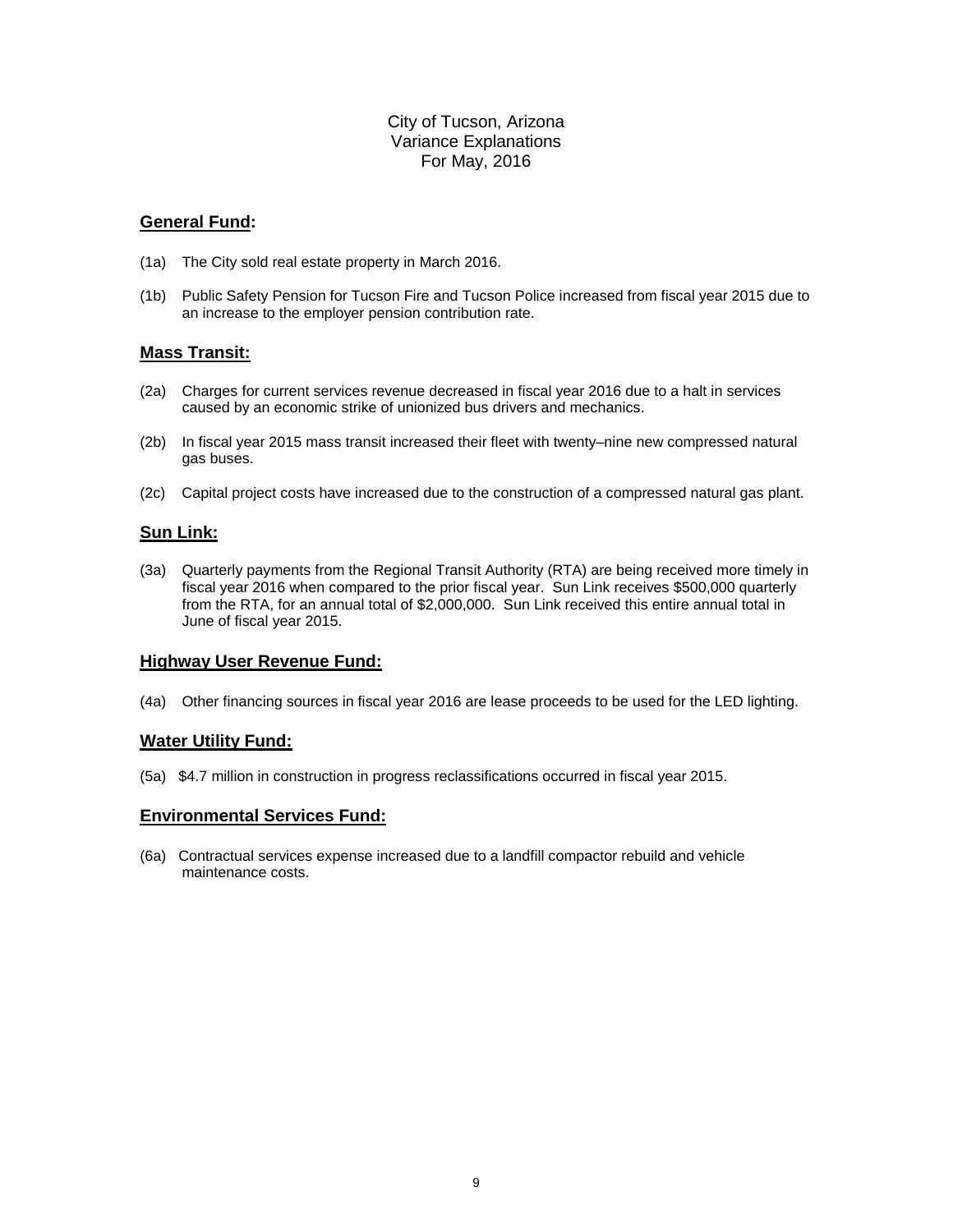# City of Tucson, Arizona
## Variance Explanations
## For May, 2016

### General Fund:

(1a) The City sold real estate property in March 2016.

(1b) Public Safety Pension for Tucson Fire and Tucson Police increased from fiscal year 2015 due to an increase to the employer pension contribution rate.

### Mass Transit:

(2a) Charges for current services revenue decreased in fiscal year 2016 due to a halt in services caused by an economic strike of unionized bus drivers and mechanics.

(2b) In fiscal year 2015 mass transit increased their fleet with twenty–nine new compressed natural gas buses.

(2c) Capital project costs have increased due to the construction of a compressed natural gas plant.

### Sun Link:

(3a) Quarterly payments from the Regional Transit Authority (RTA) are being received more timely in fiscal year 2016 when compared to the prior fiscal year. Sun Link receives $500,000 quarterly from the RTA, for an annual total of $2,000,000. Sun Link received this entire annual total in June of fiscal year 2015.

### Highway User Revenue Fund:

(4a) Other financing sources in fiscal year 2016 are lease proceeds to be used for the LED lighting.

### Water Utility Fund:

(5a) $4.7 million in construction in progress reclassifications occurred in fiscal year 2015.

### Environmental Services Fund:

(6a) Contractual services expense increased due to a landfill compactor rebuild and vehicle maintenance costs.